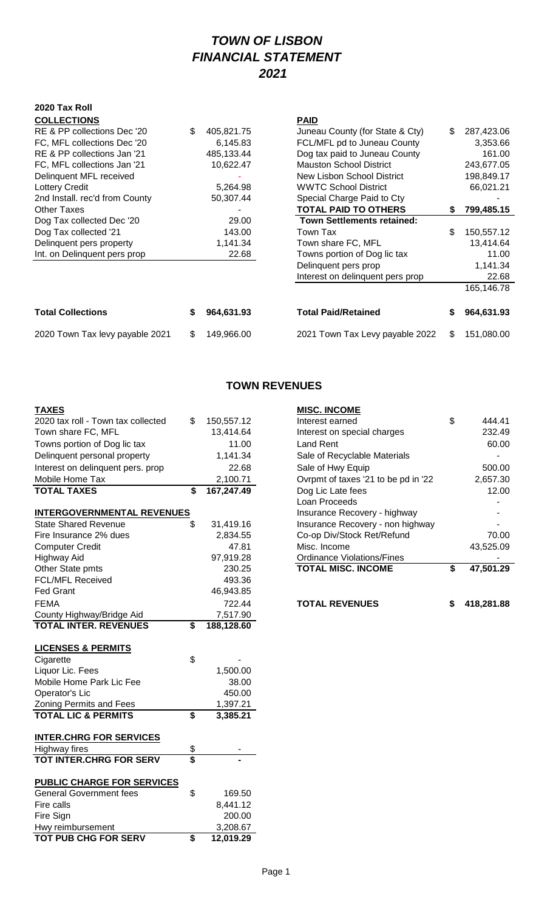# TOWN OF LISBON
# FINANCIAL STATEMENT
# 2021

## 2020 Tax Roll

| COLLECTIONS | | PAID | |
|---|---|---|---|
| RE & PP collections Dec '20 | $ 405,821.75 | Juneau County (for State & Cty) | $ 287,423.06 |
| FC, MFL collections Dec '20 | 6,145.83 | FCL/MFL pd to Juneau County | 3,353.66 |
| RE & PP collections Jan '21 | 485,133.44 | Dog tax paid to Juneau County | 161.00 |
| FC, MFL collections Jan '21 | 10,622.47 | Mauston School District | 243,677.05 |
| Delinquent MFL received | - | New Lisbon School District | 198,849.17 |
| Lottery Credit | 5,264.98 | WWTC School District | 66,021.21 |
| 2nd Install. rec'd from County | 50,307.44 | Special Charge Paid to Cty | - |
| Other Taxes | - | **TOTAL PAID TO OTHERS** | **$ 799,485.15** |
| Dog Tax collected Dec '20 | 29.00 | **Town Settlements retained:** | |
| Dog Tax collected '21 | 143.00 | Town Tax | $ 150,557.12 |
| Delinquent pers property | 1,141.34 | Town share FC, MFL | 13,414.64 |
| Int. on Delinquent pers prop | 22.68 | Towns portion of Dog lic tax | 11.00 |
| | | Delinquent pers prop | 1,141.34 |
| | | Interest on delinquent pers prop | 22.68 |
| | | | 165,146.78 |
| **Total Collections** | **$ 964,631.93** | **Total Paid/Retained** | **$ 964,631.93** |
| 2020 Town Tax levy payable 2021 | $ 149,966.00 | 2021 Town Tax Levy payable 2022 | $ 151,080.00 |

## TOWN REVENUES

| TAXES | |
|---|---|
| 2020 tax roll - Town tax collected | $ 150,557.12 |
| Town share FC, MFL | 13,414.64 |
| Towns portion of Dog lic tax | 11.00 |
| Delinquent personal property | 1,141.34 |
| Interest on delinquent pers. prop | 22.68 |
| Mobile Home Tax | 2,100.71 |
| **TOTAL TAXES** | **$ 167,247.49** |

| INTERGOVERNMENTAL REVENUES | |
|---|---|
| State Shared Revenue | $ 31,419.16 |
| Fire Insurance 2% dues | 2,834.55 |
| Computer Credit | 47.81 |
| Highway Aid | 97,919.28 |
| Other State pmts | 230.25 |
| FCL/MFL Received | 493.36 |
| Fed Grant | 46,943.85 |
| FEMA | 722.44 |
| County Highway/Bridge Aid | 7,517.90 |
| **TOTAL INTER. REVENUES** | **$ 188,128.60** |

| LICENSES & PERMITS | |
|---|---|
| Cigarette | $ - |
| Liquor Lic. Fees | 1,500.00 |
| Mobile Home Park Lic Fee | 38.00 |
| Operator's Lic | 450.00 |
| Zoning Permits and Fees | 1,397.21 |
| **TOTAL LIC & PERMITS** | **$ 3,385.21** |

| INTER.CHRG FOR SERVICES | |
|---|---|
| Highway fires | $ - |
| **TOT INTER.CHRG FOR SERV** | **$ -** |

| PUBLIC CHARGE FOR SERVICES | |
|---|---|
| General Government fees | $ 169.50 |
| Fire calls | 8,441.12 |
| Fire Sign | 200.00 |
| Hwy reimbursement | 3,208.67 |
| **TOT PUB CHG FOR SERV** | **$ 12,019.29** |

| MISC. INCOME | |
|---|---|
| Interest earned | $ 444.41 |
| Interest on special charges | 232.49 |
| Land Rent | 60.00 |
| Sale of Recyclable Materials | - |
| Sale of Hwy Equip | 500.00 |
| Ovrpmt of taxes '21 to be pd in '22 | 2,657.30 |
| Dog Lic Late fees | 12.00 |
| Loan Proceeds | - |
| Insurance Recovery - highway | - |
| Insurance Recovery - non highway | - |
| Co-op Div/Stock Ret/Refund | 70.00 |
| Misc. Income | 43,525.09 |
| Ordinance Violations/Fines | - |
| **TOTAL MISC. INCOME** | **$ 47,501.29** |

| | |
|---|---|
| **TOTAL REVENUES** | **$ 418,281.88** |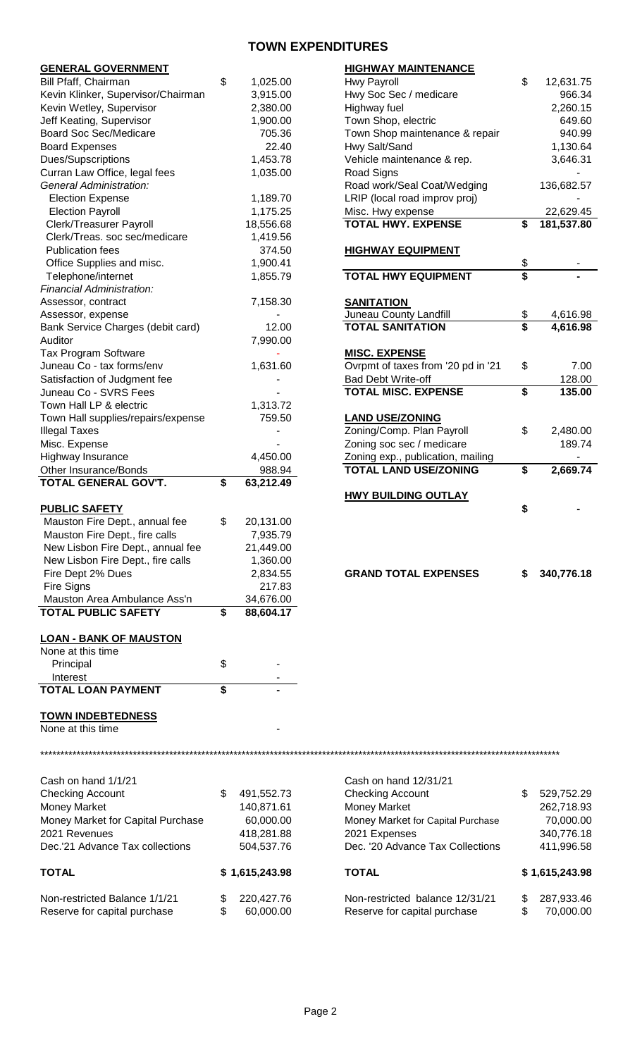# TOWN EXPENDITURES

## GENERAL GOVERNMENT

| | | |
|---|---|---|
| Bill Pfaff, Chairman | $ | 1,025.00 |
| Kevin Klinker, Supervisor/Chairman | | 3,915.00 |
| Kevin Wetley, Supervisor | | 2,380.00 |
| Jeff Keating, Supervisor | | 1,900.00 |
| Board Soc Sec/Medicare | | 705.36 |
| Board Expenses | | 22.40 |
| Dues/Supscriptions | | 1,453.78 |
| Curran Law Office, legal fees | | 1,035.00 |
| *General Administration:* | | |
| Election Expense | | 1,189.70 |
| Election Payroll | | 1,175.25 |
| Clerk/Treasurer Payroll | | 18,556.68 |
| Clerk/Treas. soc sec/medicare | | 1,419.56 |
| Publication fees | | 374.50 |
| Office Supplies and misc. | | 1,900.41 |
| Telephone/internet | | 1,855.79 |
| *Financial Administration:* | | |
| Assessor, contract | | 7,158.30 |
| Assessor, expense | | - |
| Bank Service Charges (debit card) | | 12.00 |
| Auditor | | 7,990.00 |
| Tax Program Software | | - |
| Juneau Co - tax forms/env | | 1,631.60 |
| Satisfaction of Judgment fee | | - |
| Juneau Co - SVRS Fees | | - |
| Town Hall LP & electric | | 1,313.72 |
| Town Hall supplies/repairs/expense | | 759.50 |
| Illegal Taxes | | - |
| Misc. Expense | | - |
| Highway Insurance | | 4,450.00 |
| Other Insurance/Bonds | | 988.94 |
| **TOTAL GENERAL GOV'T.** | **$** | **63,212.49** |

## PUBLIC SAFETY

| | | |
|---|---|---|
| Mauston Fire Dept., annual fee | $ | 20,131.00 |
| Mauston Fire Dept., fire calls | | 7,935.79 |
| New Lisbon Fire Dept., annual fee | | 21,449.00 |
| New Lisbon Fire Dept., fire calls | | 1,360.00 |
| Fire Dept 2% Dues | | 2,834.55 |
| Fire Signs | | 217.83 |
| Mauston Area Ambulance Ass'n | | 34,676.00 |
| **TOTAL PUBLIC SAFETY** | **$** | **88,604.17** |

## LOAN - BANK OF MAUSTON

None at this time

| | | |
|---|---|---|
| Principal | $ | - |
| Interest | | - |
| **TOTAL LOAN PAYMENT** | **$** | **-** |

## TOWN INDEBTEDNESS

None at this time -

## HIGHWAY MAINTENANCE

| | | |
|---|---|---|
| Hwy Payroll | $ | 12,631.75 |
| Hwy Soc Sec / medicare | | 966.34 |
| Highway fuel | | 2,260.15 |
| Town Shop, electric | | 649.60 |
| Town Shop maintenance & repair | | 940.99 |
| Hwy Salt/Sand | | 1,130.64 |
| Vehicle maintenance & rep. | | 3,646.31 |
| Road Signs | | - |
| Road work/Seal Coat/Wedging | | 136,682.57 |
| LRIP (local road improv proj) | | - |
| Misc. Hwy expense | | 22,629.45 |
| **TOTAL HWY. EXPENSE** | **$** | **181,537.80** |

## HIGHWAY EQUIPMENT

| | | |
|---|---|---|
| | $ | - |
| **TOTAL HWY EQUIPMENT** | **$** | **-** |

## SANITATION

| | | |
|---|---|---|
| Juneau County Landfill | $ | 4,616.98 |
| **TOTAL SANITATION** | **$** | **4,616.98** |

## MISC. EXPENSE

| | | |
|---|---|---|
| Ovrpmt of taxes from '20 pd in '21 | $ | 7.00 |
| Bad Debt Write-off | | 128.00 |
| **TOTAL MISC. EXPENSE** | **$** | **135.00** |

## LAND USE/ZONING

| | | |
|---|---|---|
| Zoning/Comp. Plan Payroll | $ | 2,480.00 |
| Zoning soc sec / medicare | | 189.74 |
| Zoning exp., publication, mailing | | - |
| **TOTAL LAND USE/ZONING** | **$** | **2,669.74** |

## HWY BUILDING OUTLAY

| | | |
|---|---|---|
| | $ | - |

| | | |
|---|---|---|
| **GRAND TOTAL EXPENSES** | **$** | **340,776.18** |

---

| | | | | | |
|---|---|---|---|---|---|
| Cash on hand 1/1/21 | | | Cash on hand 12/31/21 | | |
| Checking Account | $ | 491,552.73 | Checking Account | $ | 529,752.29 |
| Money Market | | 140,871.61 | Money Market | | 262,718.93 |
| Money Market for Capital Purchase | | 60,000.00 | Money Market for Capital Purchase | | 70,000.00 |
| 2021 Revenues | | 418,281.88 | 2021 Expenses | | 340,776.18 |
| Dec.'21 Advance Tax collections | | 504,537.76 | Dec. '20 Advance Tax Collections | | 411,996.58 |
| **TOTAL** | | **$ 1,615,243.98** | **TOTAL** | | **$ 1,615,243.98** |
| Non-restricted Balance 1/1/21 | $ | 220,427.76 | Non-restricted balance 12/31/21 | $ | 287,933.46 |
| Reserve for capital purchase | $ | 60,000.00 | Reserve for capital purchase | $ | 70,000.00 |